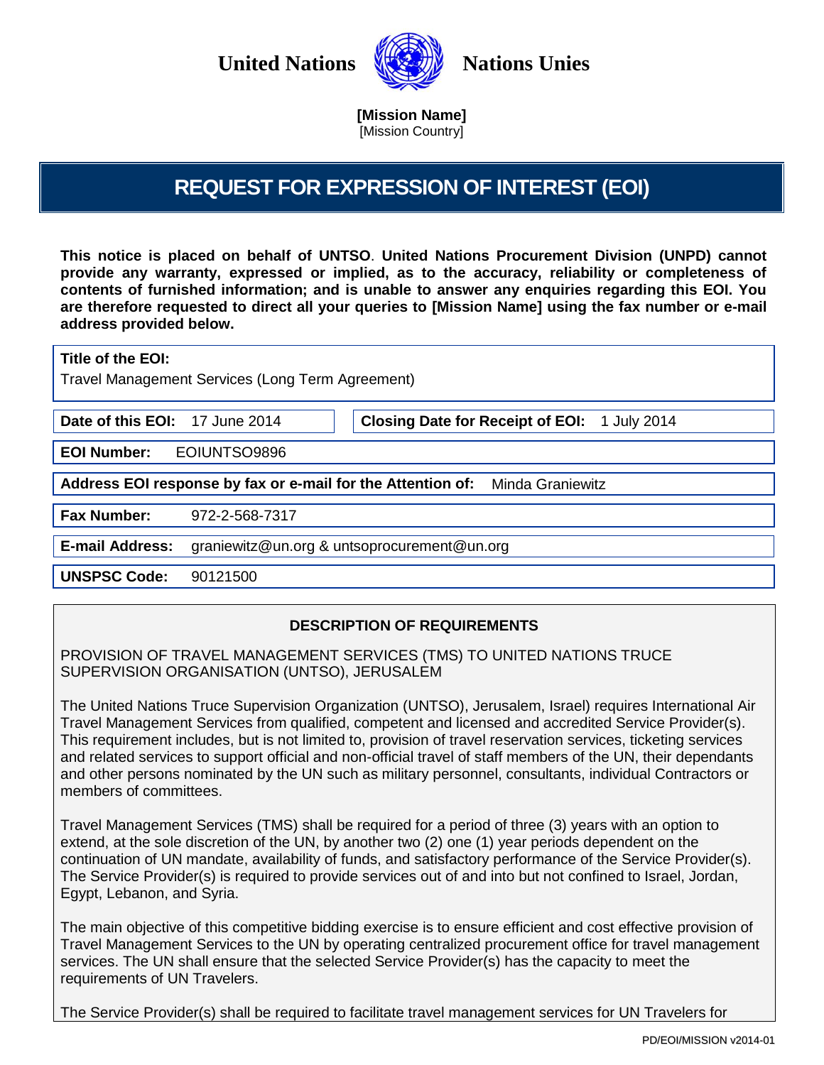United Nations | Nations Unies

**[Mission Name]**
[Mission Country]

# REQUEST FOR EXPRESSION OF INTEREST (EOI)

**This notice is placed on behalf of UNTSO. United Nations Procurement Division (UNPD) cannot provide any warranty, expressed or implied, as to the accuracy, reliability or completeness of contents of furnished information; and is unable to answer any enquiries regarding this EOI. You are therefore requested to direct all your queries to [Mission Name] using the fax number or e-mail address provided below.**

**Title of the EOI:**
Travel Management Services (Long Term Agreement)

**Date of this EOI:** 17 June 2014

**Closing Date for Receipt of EOI:** 1 July 2014

**EOI Number:** EOIUNTSO9896

**Address EOI response by fax or e-mail for the Attention of:** Minda Graniewitz

**Fax Number:** 972-2-568-7317

**E-mail Address:** graniewitz@un.org & untsoprocurement@un.org

**UNSPSC Code:** 90121500

## DESCRIPTION OF REQUIREMENTS

PROVISION OF TRAVEL MANAGEMENT SERVICES (TMS) TO UNITED NATIONS TRUCE SUPERVISION ORGANISATION (UNTSO), JERUSALEM

The United Nations Truce Supervision Organization (UNTSO), Jerusalem, Israel) requires International Air Travel Management Services from qualified, competent and licensed and accredited Service Provider(s). This requirement includes, but is not limited to, provision of travel reservation services, ticketing services and related services to support official and non-official travel of staff members of the UN, their dependants and other persons nominated by the UN such as military personnel, consultants, individual Contractors or members of committees.

Travel Management Services (TMS) shall be required for a period of three (3) years with an option to extend, at the sole discretion of the UN, by another two (2) one (1) year periods dependent on the continuation of UN mandate, availability of funds, and satisfactory performance of the Service Provider(s). The Service Provider(s) is required to provide services out of and into but not confined to Israel, Jordan, Egypt, Lebanon, and Syria.

The main objective of this competitive bidding exercise is to ensure efficient and cost effective provision of Travel Management Services to the UN by operating centralized procurement office for travel management services. The UN shall ensure that the selected Service Provider(s) has the capacity to meet the requirements of UN Travelers.

The Service Provider(s) shall be required to facilitate travel management services for UN Travelers for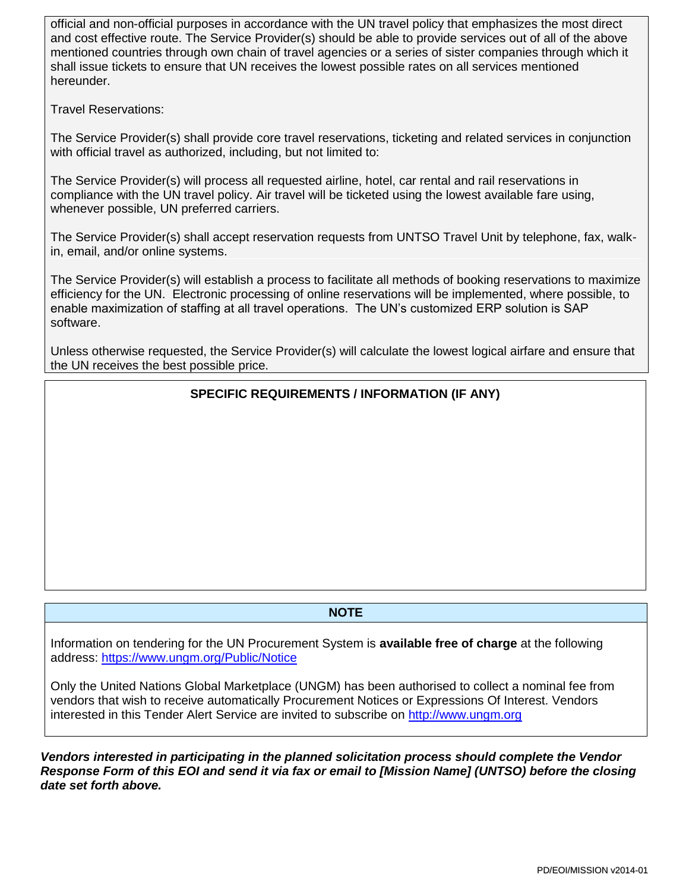official and non-official purposes in accordance with the UN travel policy that emphasizes the most direct and cost effective route. The Service Provider(s) should be able to provide services out of all of the above mentioned countries through own chain of travel agencies or a series of sister companies through which it shall issue tickets to ensure that UN receives the lowest possible rates on all services mentioned hereunder.

Travel Reservations:

The Service Provider(s) shall provide core travel reservations, ticketing and related services in conjunction with official travel as authorized, including, but not limited to:

The Service Provider(s) will process all requested airline, hotel, car rental and rail reservations in compliance with the UN travel policy. Air travel will be ticketed using the lowest available fare using, whenever possible, UN preferred carriers.

The Service Provider(s) shall accept reservation requests from UNTSO Travel Unit by telephone, fax, walk-in, email, and/or online systems.

The Service Provider(s) will establish a process to facilitate all methods of booking reservations to maximize efficiency for the UN. Electronic processing of online reservations will be implemented, where possible, to enable maximization of staffing at all travel operations. The UN's customized ERP solution is SAP software.

Unless otherwise requested, the Service Provider(s) will calculate the lowest logical airfare and ensure that the UN receives the best possible price.

**SPECIFIC REQUIREMENTS / INFORMATION (IF ANY)**

**NOTE**

Information on tendering for the UN Procurement System is **available free of charge** at the following address: https://www.ungm.org/Public/Notice

Only the United Nations Global Marketplace (UNGM) has been authorised to collect a nominal fee from vendors that wish to receive automatically Procurement Notices or Expressions Of Interest. Vendors interested in this Tender Alert Service are invited to subscribe on http://www.ungm.org

***Vendors interested in participating in the planned solicitation process should complete the Vendor Response Form of this EOI and send it via fax or email to [Mission Name] (UNTSO) before the closing date set forth above.***

PD/EOI/MISSION v2014-01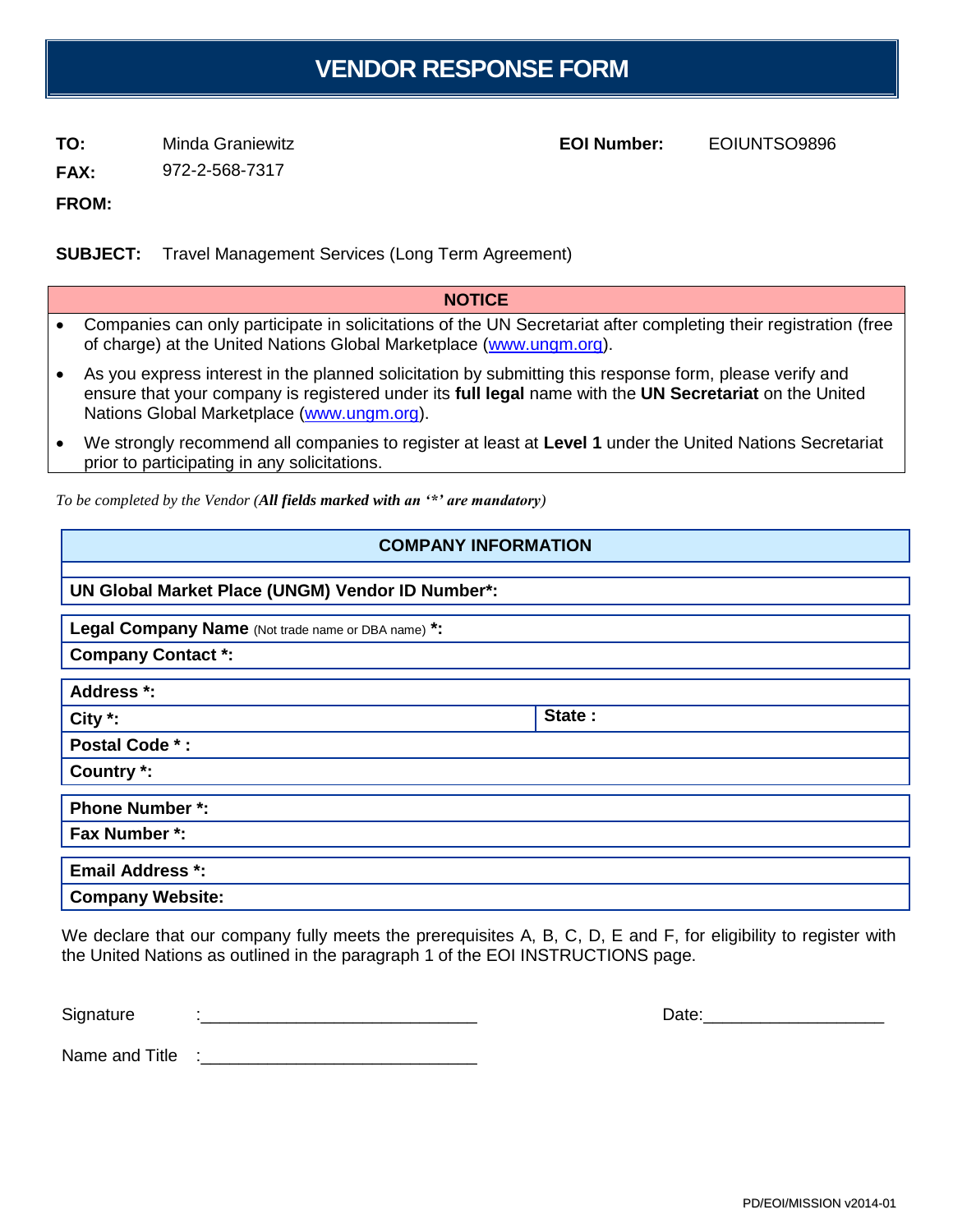# VENDOR RESPONSE FORM

**TO:** Minda Graniewitz **EOI Number:** EOIUNTSO9896

**FAX:** 972-2-568-7317

**FROM:**

**SUBJECT:** Travel Management Services (Long Term Agreement)

## NOTICE

- Companies can only participate in solicitations of the UN Secretariat after completing their registration (free of charge) at the United Nations Global Marketplace (www.ungm.org).
- As you express interest in the planned solicitation by submitting this response form, please verify and ensure that your company is registered under its **full legal** name with the **UN Secretariat** on the United Nations Global Marketplace (www.ungm.org).
- We strongly recommend all companies to register at least at **Level 1** under the United Nations Secretariat prior to participating in any solicitations.

*To be completed by the Vendor (**All fields marked with an '*' are mandatory**)*

## COMPANY INFORMATION

| | |
|---|---|
| **UN Global Market Place (UNGM) Vendor ID Number*:** | |
| **Legal Company Name** (Not trade name or DBA name) **\*:** | |
| **Company Contact *:** | |
| **Address *:** | |
| **City *:** | **State :** |
| **Postal Code * :** | |
| **Country *:** | |
| **Phone Number *:** | |
| **Fax Number *:** | |
| **Email Address *:** | |
| **Company Website:** | |

We declare that our company fully meets the prerequisites A, B, C, D, E and F, for eligibility to register with the United Nations as outlined in the paragraph 1 of the EOI INSTRUCTIONS page.

Signature :_____________________________ Date:___________________

Name and Title :_____________________________

PD/EOI/MISSION v2014-01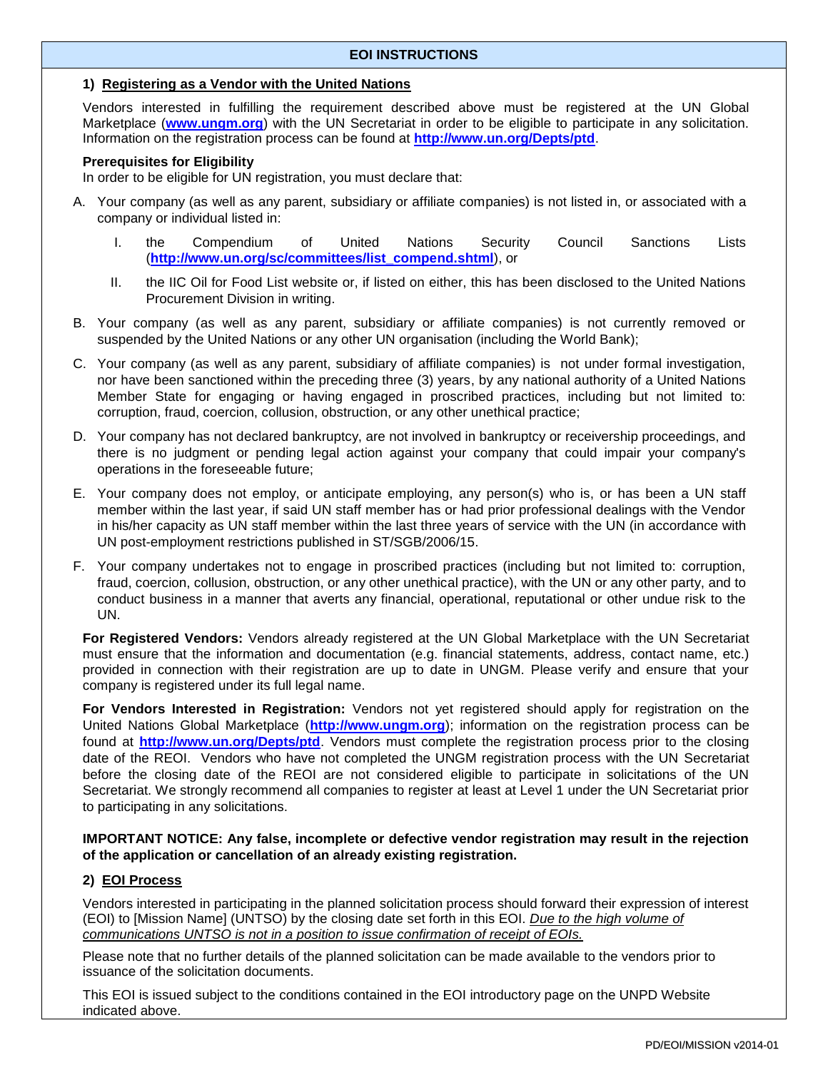## EOI INSTRUCTIONS

### 1) Registering as a Vendor with the United Nations

Vendors interested in fulfilling the requirement described above must be registered at the UN Global Marketplace (**www.ungm.org**) with the UN Secretariat in order to be eligible to participate in any solicitation. Information on the registration process can be found at **http://www.un.org/Depts/ptd**.

**Prerequisites for Eligibility**
In order to be eligible for UN registration, you must declare that:

A. Your company (as well as any parent, subsidiary or affiliate companies) is not listed in, or associated with a company or individual listed in:

   I. the Compendium of United Nations Security Council Sanctions Lists (**http://www.un.org/sc/committees/list_compend.shtml**), or

   II. the IIC Oil for Food List website or, if listed on either, this has been disclosed to the United Nations Procurement Division in writing.

B. Your company (as well as any parent, subsidiary or affiliate companies) is not currently removed or suspended by the United Nations or any other UN organisation (including the World Bank);

C. Your company (as well as any parent, subsidiary of affiliate companies) is not under formal investigation, nor have been sanctioned within the preceding three (3) years, by any national authority of a United Nations Member State for engaging or having engaged in proscribed practices, including but not limited to: corruption, fraud, coercion, collusion, obstruction, or any other unethical practice;

D. Your company has not declared bankruptcy, are not involved in bankruptcy or receivership proceedings, and there is no judgment or pending legal action against your company that could impair your company's operations in the foreseeable future;

E. Your company does not employ, or anticipate employing, any person(s) who is, or has been a UN staff member within the last year, if said UN staff member has or had prior professional dealings with the Vendor in his/her capacity as UN staff member within the last three years of service with the UN (in accordance with UN post-employment restrictions published in ST/SGB/2006/15.

F. Your company undertakes not to engage in proscribed practices (including but not limited to: corruption, fraud, coercion, collusion, obstruction, or any other unethical practice), with the UN or any other party, and to conduct business in a manner that averts any financial, operational, reputational or other undue risk to the UN.

**For Registered Vendors:** Vendors already registered at the UN Global Marketplace with the UN Secretariat must ensure that the information and documentation (e.g. financial statements, address, contact name, etc.) provided in connection with their registration are up to date in UNGM. Please verify and ensure that your company is registered under its full legal name.

**For Vendors Interested in Registration:** Vendors not yet registered should apply for registration on the United Nations Global Marketplace (**http://www.ungm.org**); information on the registration process can be found at **http://www.un.org/Depts/ptd**. Vendors must complete the registration process prior to the closing date of the REOI. Vendors who have not completed the UNGM registration process with the UN Secretariat before the closing date of the REOI are not considered eligible to participate in solicitations of the UN Secretariat. We strongly recommend all companies to register at least at Level 1 under the UN Secretariat prior to participating in any solicitations.

**IMPORTANT NOTICE: Any false, incomplete or defective vendor registration may result in the rejection of the application or cancellation of an already existing registration.**

### 2) EOI Process

Vendors interested in participating in the planned solicitation process should forward their expression of interest (EOI) to [Mission Name] (UNTSO) by the closing date set forth in this EOI. *Due to the high volume of communications UNTSO is not in a position to issue confirmation of receipt of EOIs.*

Please note that no further details of the planned solicitation can be made available to the vendors prior to issuance of the solicitation documents.

This EOI is issued subject to the conditions contained in the EOI introductory page on the UNPD Website indicated above.

PD/EOI/MISSION v2014-01